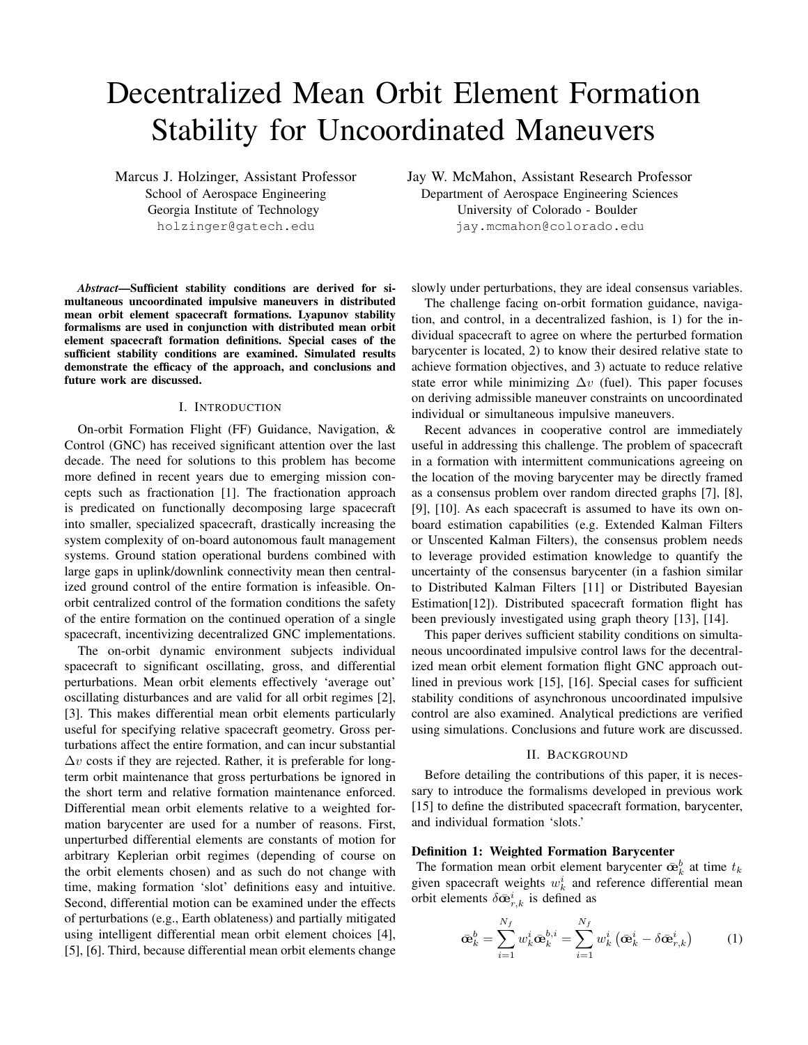// Decentralized Mean Orbit Element Formation Stability for Uncoordinated Maneuvers

Marcus J. Holzinger, Assistant Professor
School of Aerospace Engineering
Georgia Institute of Technology
holzinger@gatech.edu

Jay W. McMahon, Assistant Research Professor
Department of Aerospace Engineering Sciences
University of Colorado - Boulder
jay.mcmahon@colorado.edu

***Abstract*—Sufficient stability conditions are derived for simultaneous uncoordinated impulsive maneuvers in distributed mean orbit element spacecraft formations. Lyapunov stability formalisms are used in conjunction with distributed mean orbit element spacecraft formation definitions. Special cases of the sufficient stability conditions are examined. Simulated results demonstrate the efficacy of the approach, and conclusions and future work are discussed.**

## I. Introduction

On-orbit Formation Flight (FF) Guidance, Navigation, & Control (GNC) has received significant attention over the last decade. The need for solutions to this problem has become more defined in recent years due to emerging mission concepts such as fractionation [1]. The fractionation approach is predicated on functionally decomposing large spacecraft into smaller, specialized spacecraft, drastically increasing the system complexity of on-board autonomous fault management systems. Ground station operational burdens combined with large gaps in uplink/downlink connectivity mean then centralized ground control of the entire formation is infeasible. On-orbit centralized control of the formation conditions the safety of the entire formation on the continued operation of a single spacecraft, incentivizing decentralized GNC implementations.

The on-orbit dynamic environment subjects individual spacecraft to significant oscillating, gross, and differential perturbations. Mean orbit elements effectively 'average out' oscillating disturbances and are valid for all orbit regimes [2], [3]. This makes differential mean orbit elements particularly useful for specifying relative spacecraft geometry. Gross perturbations affect the entire formation, and can incur substantial $\Delta v$ costs if they are rejected. Rather, it is preferable for long-term orbit maintenance that gross perturbations be ignored in the short term and relative formation maintenance enforced. Differential mean orbit elements relative to a weighted formation barycenter are used for a number of reasons. First, unperturbed differential elements are constants of motion for arbitrary Keplerian orbit regimes (depending of course on the orbit elements chosen) and as such do not change with time, making formation 'slot' definitions easy and intuitive. Second, differential motion can be examined under the effects of perturbations (e.g., Earth oblateness) and partially mitigated using intelligent differential mean orbit element choices [4], [5], [6]. Third, because differential mean orbit elements change slowly under perturbations, they are ideal consensus variables.

The challenge facing on-orbit formation guidance, navigation, and control, in a decentralized fashion, is 1) for the individual spacecraft to agree on where the perturbed formation barycenter is located, 2) to know their desired relative state to achieve formation objectives, and 3) actuate to reduce relative state error while minimizing $\Delta v$ (fuel). This paper focuses on deriving admissible maneuver constraints on uncoordinated individual or simultaneous impulsive maneuvers.

Recent advances in cooperative control are immediately useful in addressing this challenge. The problem of spacecraft in a formation with intermittent communications agreeing on the location of the moving barycenter may be directly framed as a consensus problem over random directed graphs [7], [8], [9], [10]. As each spacecraft is assumed to have its own on-board estimation capabilities (e.g. Extended Kalman Filters or Unscented Kalman Filters), the consensus problem needs to leverage provided estimation knowledge to quantify the uncertainty of the consensus barycenter (in a fashion similar to Distributed Kalman Filters [11] or Distributed Bayesian Estimation[12]). Distributed spacecraft formation flight has been previously investigated using graph theory [13], [14].

This paper derives sufficient stability conditions on simultaneous uncoordinated impulsive control laws for the decentralized mean orbit element formation flight GNC approach outlined in previous work [15], [16]. Special cases for sufficient stability conditions of asynchronous uncoordinated impulsive control are also examined. Analytical predictions are verified using simulations. Conclusions and future work are discussed.

## II. Background

Before detailing the contributions of this paper, it is necessary to introduce the formalisms developed in previous work [15] to define the distributed spacecraft formation, barycenter, and individual formation 'slots.'

**Definition 1: Weighted Formation Barycenter**

The formation mean orbit element barycenter $\bar{\text{œ}}_k^b$ at time $t_k$ given spacecraft weights $w_k^i$ and reference differential mean orbit elements $\delta\bar{\text{œ}}_{r,k}^i$ is defined as

$$\bar{\text{œ}}_k^b = \sum_{i=1}^{N_f} w_k^i \bar{\text{œ}}_k^{b,i} = \sum_{i=1}^{N_f} w_k^i \left( \bar{\text{œ}}_k^i - \delta\bar{\text{œ}}_{r,k}^i \right) \tag{1}$$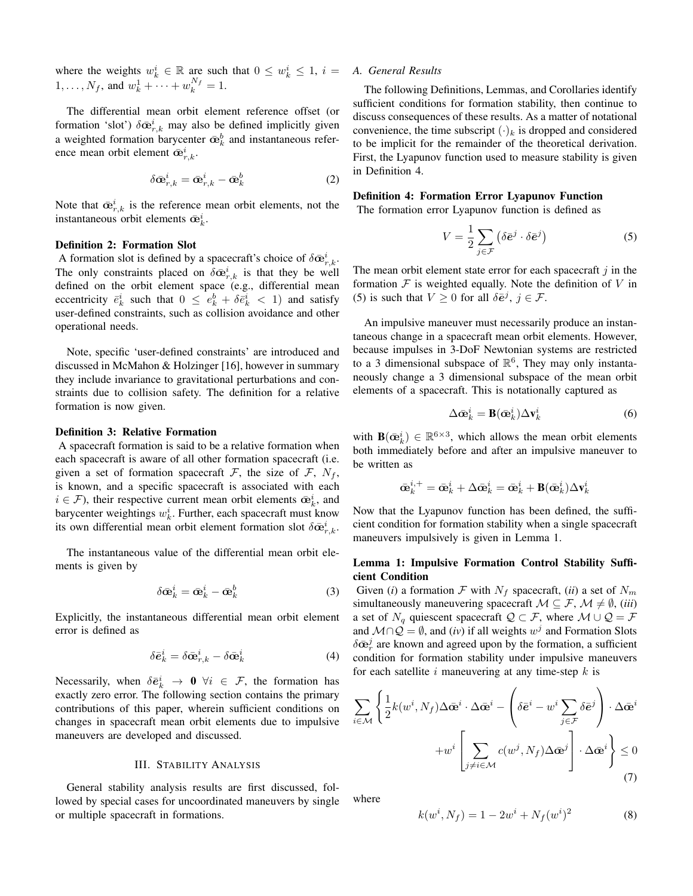where the weights $w_k^i \in \mathbb{R}$ are such that $0 \leq w_k^i \leq 1$, $i = 1, \ldots, N_f$, and $w_k^1 + \cdots + w_k^{N_f} = 1$.

The differential mean orbit element reference offset (or formation 'slot') $\delta\bar{\mathbf{œ}}_{r,k}^i$ may also be defined implicitly given a weighted formation barycenter $\bar{\mathbf{œ}}_k^b$ and instantaneous reference mean orbit element $\bar{\mathbf{œ}}_{r,k}^i$.

$$\delta\bar{\mathbf{œ}}_{r,k}^i = \bar{\mathbf{œ}}_{r,k}^i - \bar{\mathbf{œ}}_k^b \tag{2}$$

Note that $\bar{\mathbf{œ}}_{r,k}^i$ is the reference mean orbit elements, not the instantaneous orbit elements $\bar{\mathbf{œ}}_k^i$.

**Definition 2: Formation Slot**

A formation slot is defined by a spacecraft's choice of $\delta\bar{\mathbf{œ}}_{r,k}^i$. The only constraints placed on $\delta\bar{\mathbf{œ}}_{r,k}^i$ is that they be well defined on the orbit element space (e.g., differential mean eccentricity $\bar{e}_k^i$ such that $0 \leq e_k^b + \delta\bar{e}_k^i < 1$) and satisfy user-defined constraints, such as collision avoidance and other operational needs.

Note, specific 'user-defined constraints' are introduced and discussed in McMahon & Holzinger [16], however in summary they include invariance to gravitational perturbations and constraints due to collision safety. The definition for a relative formation is now given.

**Definition 3: Relative Formation**

A spacecraft formation is said to be a relative formation when each spacecraft is aware of all other formation spacecraft (i.e. given a set of formation spacecraft $\mathcal{F}$, the size of $\mathcal{F}$, $N_f$, is known, and a specific spacecraft is associated with each $i \in \mathcal{F}$), their respective current mean orbit elements $\bar{\mathbf{œ}}_k^i$, and barycenter weightings $w_k^i$. Further, each spacecraft must know its own differential mean orbit element formation slot $\delta\bar{\mathbf{œ}}_{r,k}^i$.

The instantaneous value of the differential mean orbit elements is given by

$$\delta\bar{\mathbf{œ}}_k^i = \bar{\mathbf{œ}}_k^i - \bar{\mathbf{œ}}_k^b \tag{3}$$

Explicitly, the instantaneous differential mean orbit element error is defined as

$$\delta\bar{\mathbf{e}}_k^i = \delta\bar{\mathbf{œ}}_{r,k}^i - \delta\bar{\mathbf{œ}}_k^i \tag{4}$$

Necessarily, when $\delta\bar{\mathbf{e}}_k^i \rightarrow \mathbf{0}$ $\forall i \in \mathcal{F}$, the formation has exactly zero error. The following section contains the primary contributions of this paper, wherein sufficient conditions on changes in spacecraft mean orbit elements due to impulsive maneuvers are developed and discussed.

## III. Stability Analysis

General stability analysis results are first discussed, followed by special cases for uncoordinated maneuvers by single or multiple spacecraft in formations.

### A. General Results

The following Definitions, Lemmas, and Corollaries identify sufficient conditions for formation stability, then continue to discuss consequences of these results. As a matter of notational convenience, the time subscript $(\cdot)_k$ is dropped and considered to be implicit for the remainder of the theoretical derivation. First, the Lyapunov function used to measure stability is given in Definition 4.

**Definition 4: Formation Error Lyapunov Function**

The formation error Lyapunov function is defined as

$$V = \frac{1}{2} \sum_{j \in \mathcal{F}} \left( \delta\bar{\mathbf{e}}^j \cdot \delta\bar{\mathbf{e}}^j \right) \tag{5}$$

The mean orbit element state error for each spacecraft $j$ in the formation $\mathcal{F}$ is weighted equally. Note the definition of $V$ in (5) is such that $V \geq 0$ for all $\delta\bar{\mathbf{e}}^j$, $j \in \mathcal{F}$.

An impulsive maneuver must necessarily produce an instantaneous change in a spacecraft mean orbit elements. However, because impulses in 3-DoF Newtonian systems are restricted to a 3 dimensional subspace of $\mathbb{R}^6$, They may only instantaneously change a 3 dimensional subspace of the mean orbit elements of a spacecraft. This is notationally captured as

$$\Delta\bar{\mathbf{œ}}_k^i = \mathbf{B}(\bar{\mathbf{œ}}_k^i)\Delta\mathbf{v}_k^i \tag{6}$$

with $\mathbf{B}(\bar{\mathbf{œ}}_k^i) \in \mathbb{R}^{6\times 3}$, which allows the mean orbit elements both immediately before and after an impulsive maneuver to be written as

$$\bar{\mathbf{œ}}_k^{i,+} = \bar{\mathbf{œ}}_k^i + \Delta\bar{\mathbf{œ}}_k^i = \bar{\mathbf{œ}}_k^i + \mathbf{B}(\bar{\mathbf{œ}}_k^i)\Delta\mathbf{v}_k^i$$

Now that the Lyapunov function has been defined, the sufficient condition for formation stability when a single spacecraft maneuvers impulsively is given in Lemma 1.

**Lemma 1: Impulsive Formation Control Stability Sufficient Condition**

Given (*i*) a formation $\mathcal{F}$ with $N_f$ spacecraft, (*ii*) a set of $N_m$ simultaneously maneuvering spacecraft $\mathcal{M} \subseteq \mathcal{F}$, $\mathcal{M} \neq \emptyset$, (*iii*) a set of $N_q$ quiescent spacecraft $\mathcal{Q} \subset \mathcal{F}$, where $\mathcal{M} \cup \mathcal{Q} = \mathcal{F}$ and $\mathcal{M} \cap \mathcal{Q} = \emptyset$, and (*iv*) if all weights $w^j$ and Formation Slots $\delta\bar{\mathbf{œ}}_r^j$ are known and agreed upon by the formation, a sufficient condition for formation stability under impulsive maneuvers for each satellite $i$ maneuvering at any time-step $k$ is

$$\sum_{i \in \mathcal{M}} \left\{ \frac{1}{2} k(w^i, N_f) \Delta\bar{\mathbf{œ}}^i \cdot \Delta\bar{\mathbf{œ}}^i - \left( \delta\bar{\mathbf{e}}^i - w^i \sum_{j \in \mathcal{F}} \delta\bar{\mathbf{e}}^j \right) \cdot \Delta\bar{\mathbf{œ}}^i + w^i \left[ \sum_{j \neq i \in \mathcal{M}} c(w^j, N_f) \Delta\bar{\mathbf{œ}}^j \right] \cdot \Delta\bar{\mathbf{œ}}^i \right\} \leq 0 \tag{7}$$

where

$$k(w^i, N_f) = 1 - 2w^i + N_f (w^i)^2 \tag{8}$$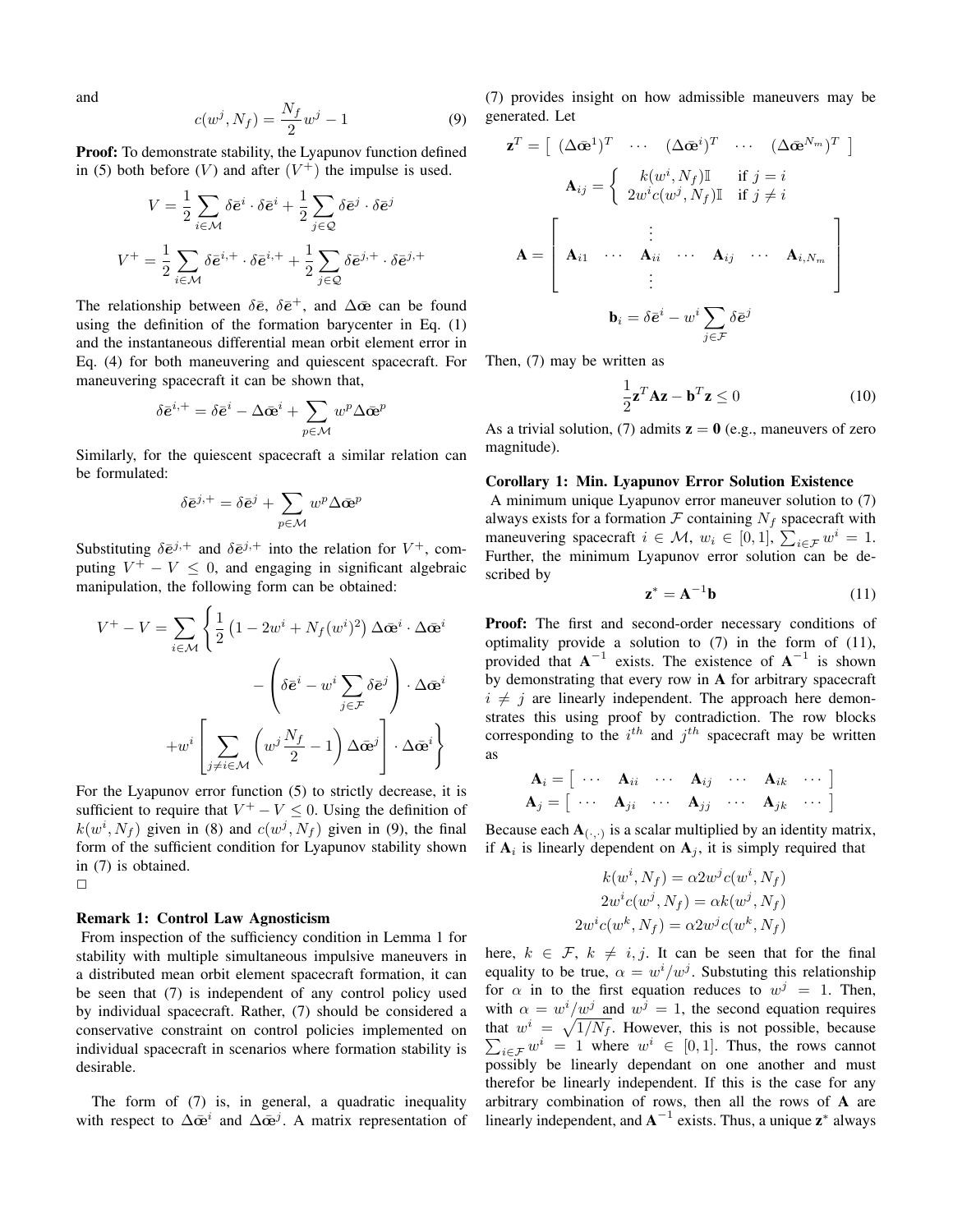and

$$c(w^j, N_f) = \frac{N_f}{2} w^j - 1 \tag{9}$$

**Proof:** To demonstrate stability, the Lyapunov function defined in (5) both before ($V$) and after ($V^+$) the impulse is used.

$$V = \frac{1}{2} \sum_{i \in \mathcal{M}} \delta \bar{\mathbf{e}}^i \cdot \delta \bar{\mathbf{e}}^i + \frac{1}{2} \sum_{j \in \mathcal{Q}} \delta \bar{\mathbf{e}}^j \cdot \delta \bar{\mathbf{e}}^j$$

$$V^+ = \frac{1}{2} \sum_{i \in \mathcal{M}} \delta \bar{\mathbf{e}}^{i,+} \cdot \delta \bar{\mathbf{e}}^{i,+} + \frac{1}{2} \sum_{j \in \mathcal{Q}} \delta \bar{\mathbf{e}}^{j,+} \cdot \delta \bar{\mathbf{e}}^{j,+}$$

The relationship between $\delta \bar{\mathbf{e}}$, $\delta \bar{\mathbf{e}}^+$, and $\Delta \bar{\mathbf{œ}}$ can be found using the definition of the formation barycenter in Eq. (1) and the instantaneous differential mean orbit element error in Eq. (4) for both maneuvering and quiescent spacecraft. For maneuvering spacecraft it can be shown that,

$$\delta \bar{\mathbf{e}}^{i,+} = \delta \bar{\mathbf{e}}^i - \Delta \bar{\mathbf{œ}}^i + \sum_{p \in \mathcal{M}} w^p \Delta \bar{\mathbf{œ}}^p$$

Similarly, for the quiescent spacecraft a similar relation can be formulated:

$$\delta \bar{\mathbf{e}}^{j,+} = \delta \bar{\mathbf{e}}^j + \sum_{p \in \mathcal{M}} w^p \Delta \bar{\mathbf{œ}}^p$$

Substituting $\delta \bar{\mathbf{e}}^{j,+}$ and $\delta \bar{\mathbf{e}}^{j,+}$ into the relation for $V^+$, computing $V^+ - V \leq 0$, and engaging in significant algebraic manipulation, the following form can be obtained:

$$V^+ - V = \sum_{i \in \mathcal{M}} \Bigg\{ \frac{1}{2} \left(1 - 2w^i + N_f (w^i)^2\right) \Delta \bar{\mathbf{œ}}^i \cdot \Delta \bar{\mathbf{œ}}^i - \left( \delta \bar{\mathbf{e}}^i - w^i \sum_{j \in \mathcal{F}} \delta \bar{\mathbf{e}}^j \right) \cdot \Delta \bar{\mathbf{œ}}^i + w^i \left[ \sum_{j \neq i \in \mathcal{M}} \left( w^j \frac{N_f}{2} - 1 \right) \Delta \bar{\mathbf{œ}}^j \right] \cdot \Delta \bar{\mathbf{œ}}^i \Bigg\}$$

For the Lyapunov error function (5) to strictly decrease, it is sufficient to require that $V^+ - V \leq 0$. Using the definition of $k(w^i, N_f)$ given in (8) and $c(w^j, N_f)$ given in (9), the final form of the sufficient condition for Lyapunov stability shown in (7) is obtained.
□

**Remark 1: Control Law Agnosticism**
From inspection of the sufficiency condition in Lemma 1 for stability with multiple simultaneous impulsive maneuvers in a distributed mean orbit element spacecraft formation, it can be seen that (7) is independent of any control policy used by individual spacecraft. Rather, (7) should be considered a conservative constraint on control policies implemented on individual spacecraft in scenarios where formation stability is desirable.

The form of (7) is, in general, a quadratic inequality with respect to $\Delta \bar{\mathbf{œ}}^i$ and $\Delta \bar{\mathbf{œ}}^j$. A matrix representation of (7) provides insight on how admissible maneuvers may be generated. Let

$$\mathbf{z}^T = \begin{bmatrix} (\Delta \bar{\mathbf{œ}}^1)^T & \cdots & (\Delta \bar{\mathbf{œ}}^i)^T & \cdots & (\Delta \bar{\mathbf{œ}}^{N_m})^T \end{bmatrix}$$

$$\mathbf{A}_{ij} = \begin{cases} k(w^i, N_f)\mathbb{I} & \text{if } j = i \\ 2w^i c(w^j, N_f)\mathbb{I} & \text{if } j \neq i \end{cases}$$

$$\mathbf{A} = \begin{bmatrix} & & \vdots & & & & \\ \mathbf{A}_{i1} & \cdots & \mathbf{A}_{ii} & \cdots & \mathbf{A}_{ij} & \cdots & \mathbf{A}_{i,N_m} \\ & & \vdots & & & & \end{bmatrix}$$

$$\mathbf{b}_i = \delta \bar{\mathbf{e}}^i - w^i \sum_{j \in \mathcal{F}} \delta \bar{\mathbf{e}}^j$$

Then, (7) may be written as

$$\frac{1}{2} \mathbf{z}^T \mathbf{A} \mathbf{z} - \mathbf{b}^T \mathbf{z} \leq 0 \tag{10}$$

As a trivial solution, (7) admits $\mathbf{z} = \mathbf{0}$ (e.g., maneuvers of zero magnitude).

**Corollary 1: Min. Lyapunov Error Solution Existence**
A minimum unique Lyapunov error maneuver solution to (7) always exists for a formation $\mathcal{F}$ containing $N_f$ spacecraft with maneuvering spacecraft $i \in \mathcal{M}$, $w_i \in [0, 1]$, $\sum_{i \in \mathcal{F}} w^i = 1$. Further, the minimum Lyapunov error solution can be described by

$$\mathbf{z}^* = \mathbf{A}^{-1} \mathbf{b} \tag{11}$$

**Proof:** The first and second-order necessary conditions of optimality provide a solution to (7) in the form of (11), provided that $\mathbf{A}^{-1}$ exists. The existence of $\mathbf{A}^{-1}$ is shown by demonstrating that every row in $\mathbf{A}$ for arbitrary spacecraft $i \neq j$ are linearly independent. The approach here demonstrates this using proof by contradiction. The row blocks corresponding to the $i^{th}$ and $j^{th}$ spacecraft may be written as

$$\mathbf{A}_i = \begin{bmatrix} \cdots & \mathbf{A}_{ii} & \cdots & \mathbf{A}_{ij} & \cdots & \mathbf{A}_{ik} & \cdots \end{bmatrix}$$
$$\mathbf{A}_j = \begin{bmatrix} \cdots & \mathbf{A}_{ji} & \cdots & \mathbf{A}_{jj} & \cdots & \mathbf{A}_{jk} & \cdots \end{bmatrix}$$

Because each $\mathbf{A}_{(\cdot,\cdot)}$ is a scalar multiplied by an identity matrix, if $\mathbf{A}_i$ is linearly dependent on $\mathbf{A}_j$, it is simply required that

$$k(w^i, N_f) = \alpha 2 w^j c(w^i, N_f)$$
$$2w^i c(w^j, N_f) = \alpha k(w^j, N_f)$$
$$2w^i c(w^k, N_f) = \alpha 2 w^j c(w^k, N_f)$$

here, $k \in \mathcal{F}$, $k \neq i, j$. It can be seen that for the final equality to be true, $\alpha = w^i / w^j$. Substuting this relationship for $\alpha$ in to the first equation reduces to $w^j = 1$. Then, with $\alpha = w^i / w^j$ and $w^j = 1$, the second equation requires that $w^i = \sqrt{1/N_f}$. However, this is not possible, because $\sum_{i \in \mathcal{F}} w^i = 1$ where $w^i \in [0, 1]$. Thus, the rows cannot possibly be linearly dependant on one another and therefor be linearly independent. If this is the case for any arbitrary combination of rows, then all the rows of $\mathbf{A}$ are linearly independent, and $\mathbf{A}^{-1}$ exists. Thus, a unique $\mathbf{z}^*$ always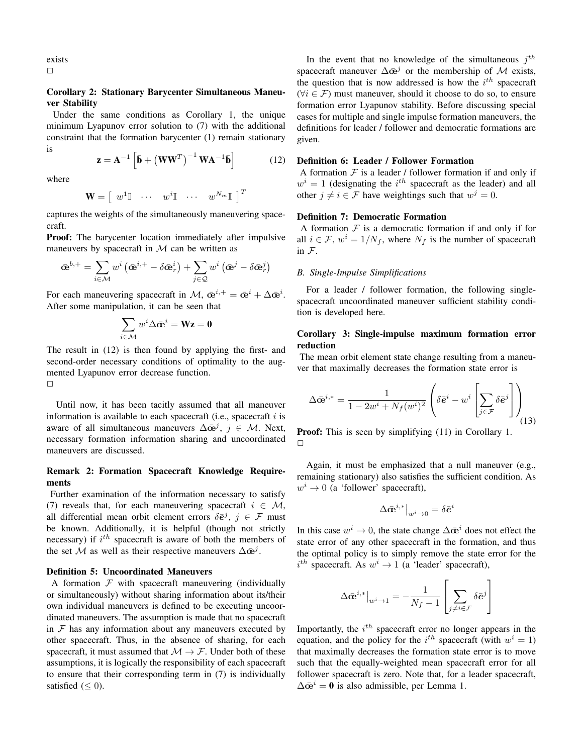exists

□

**Corollary 2: Stationary Barycenter Simultaneous Maneuver Stability**

Under the same conditions as Corollary 1, the unique minimum Lyapunov error solution to (7) with the additional constraint that the formation barycenter (1) remain stationary is

$$\mathbf{z} = \mathbf{A}^{-1}\left[\bar{\mathbf{b}} + \left(\mathbf{W}\mathbf{W}^T\right)^{-1}\mathbf{W}\mathbf{A}^{-1}\bar{\mathbf{b}}\right] \tag{12}$$

where

$$\mathbf{W} = \left[\begin{array}{ccccc} w^1\mathbb{I} & \cdots & w^i\mathbb{I} & \cdots & w^{N_m}\mathbb{I} \end{array}\right]^T$$

captures the weights of the simultaneously maneuvering spacecraft.

**Proof:** The barycenter location immediately after impulsive maneuvers by spacecraft in $\mathcal{M}$ can be written as

$$\bar{\text{œ}}^{b,+} = \sum_{i\in\mathcal{M}} w^i\left(\bar{\text{œ}}^{i,+} - \delta\bar{\text{œ}}^i_r\right) + \sum_{j\in\mathcal{Q}} w^i\left(\bar{\text{œ}}^j - \delta\bar{\text{œ}}^j_r\right)$$

For each maneuvering spacecraft in $\mathcal{M}$, $\bar{\text{œ}}^{i,+} = \bar{\text{œ}}^i + \Delta\bar{\text{œ}}^i$. After some manipulation, it can be seen that

$$\sum_{i\in\mathcal{M}} w^i\Delta\bar{\text{œ}}^i = \mathbf{W}\mathbf{z} = \mathbf{0}$$

The result in (12) is then found by applying the first- and second-order necessary conditions of optimality to the augmented Lyapunov error decrease function.

□

Until now, it has been tacitly assumed that all maneuver information is available to each spacecraft (i.e., spacecraft $i$ is aware of all simultaneous maneuvers $\Delta\bar{\text{œ}}^j$, $j\in\mathcal{M}$. Next, necessary formation information sharing and uncoordinated maneuvers are discussed.

**Remark 2: Formation Spacecraft Knowledge Requirements**

Further examination of the information necessary to satisfy (7) reveals that, for each maneuvering spacecraft $i\in\mathcal{M}$, all differential mean orbit element errors $\delta\bar{e}^j$, $j\in\mathcal{F}$ must be known. Additionally, it is helpful (though not strictly necessary) if $i^{th}$ spacecraft is aware of both the members of the set $\mathcal{M}$ as well as their respective maneuvers $\Delta\bar{\text{œ}}^j$.

**Definition 5: Uncoordinated Maneuvers**

A formation $\mathcal{F}$ with spacecraft maneuvering (individually or simultaneously) without sharing information about its/their own individual maneuvers is defined to be executing uncoordinated maneuvers. The assumption is made that no spacecraft in $\mathcal{F}$ has any information about any maneuvers executed by other spacecraft. Thus, in the absence of sharing, for each spacecraft, it must assumed that $\mathcal{M}\to\mathcal{F}$. Under both of these assumptions, it is logically the responsibility of each spacecraft to ensure that their corresponding term in (7) is individually satisfied ($\leq 0$).

In the event that no knowledge of the simultaneous $j^{th}$ spacecraft maneuver $\Delta\bar{\text{œ}}^j$ or the membership of $\mathcal{M}$ exists, the question that is now addressed is how the $i^{th}$ spacecraft ($\forall i\in\mathcal{F}$) must maneuver, should it choose to do so, to ensure formation error Lyapunov stability. Before discussing special cases for multiple and single impulse formation maneuvers, the definitions for leader / follower and democratic formations are given.

**Definition 6: Leader / Follower Formation**

A formation $\mathcal{F}$ is a leader / follower formation if and only if $w^i = 1$ (designating the $i^{th}$ spacecraft as the leader) and all other $j\neq i\in\mathcal{F}$ have weightings such that $w^j = 0$.

**Definition 7: Democratic Formation**

A formation $\mathcal{F}$ is a democratic formation if and only if for all $i\in\mathcal{F}$, $w^i = 1/N_f$, where $N_f$ is the number of spacecraft in $\mathcal{F}$.

## *B. Single-Impulse Simplifications*

For a leader / follower formation, the following single-spacecraft uncoordinated maneuver sufficient stability condition is developed here.

**Corollary 3: Single-impulse maximum formation error reduction**

The mean orbit element state change resulting from a maneuver that maximally decreases the formation state error is

$$\Delta\bar{\text{œ}}^{i,*} = \frac{1}{1-2w^i+N_f(w^i)^2}\left(\delta\bar{e}^i - w^i\left[\sum_{j\in\mathcal{F}}\delta\bar{e}^j\right]\right) \tag{13}$$

**Proof:** This is seen by simplifying (11) in Corollary 1.

□

Again, it must be emphasized that a null maneuver (e.g., remaining stationary) also satisfies the sufficient condition. As $w^i\to 0$ (a 'follower' spacecraft),

$$\Delta\bar{\text{œ}}^{i,*}\big|_{w^i\to 0} = \delta\bar{e}^i$$

In this case $w^i\to 0$, the state change $\Delta\bar{\text{œ}}^i$ does not effect the state error of any other spacecraft in the formation, and thus the optimal policy is to simply remove the state error for the $i^{th}$ spacecraft. As $w^i\to 1$ (a 'leader' spacecraft),

$$\Delta\bar{\text{œ}}^{i,*}\big|_{w^i\to 1} = -\frac{1}{N_f-1}\left[\sum_{j\neq i\in\mathcal{F}}\delta\bar{e}^j\right]$$

Importantly, the $i^{th}$ spacecraft error no longer appears in the equation, and the policy for the $i^{th}$ spacecraft (with $w^i = 1$) that maximally decreases the formation state error is to move such that the equally-weighted mean spacecraft error for all follower spacecraft is zero. Note that, for a leader spacecraft, $\Delta\bar{\text{œ}}^i = \mathbf{0}$ is also admissible, per Lemma 1.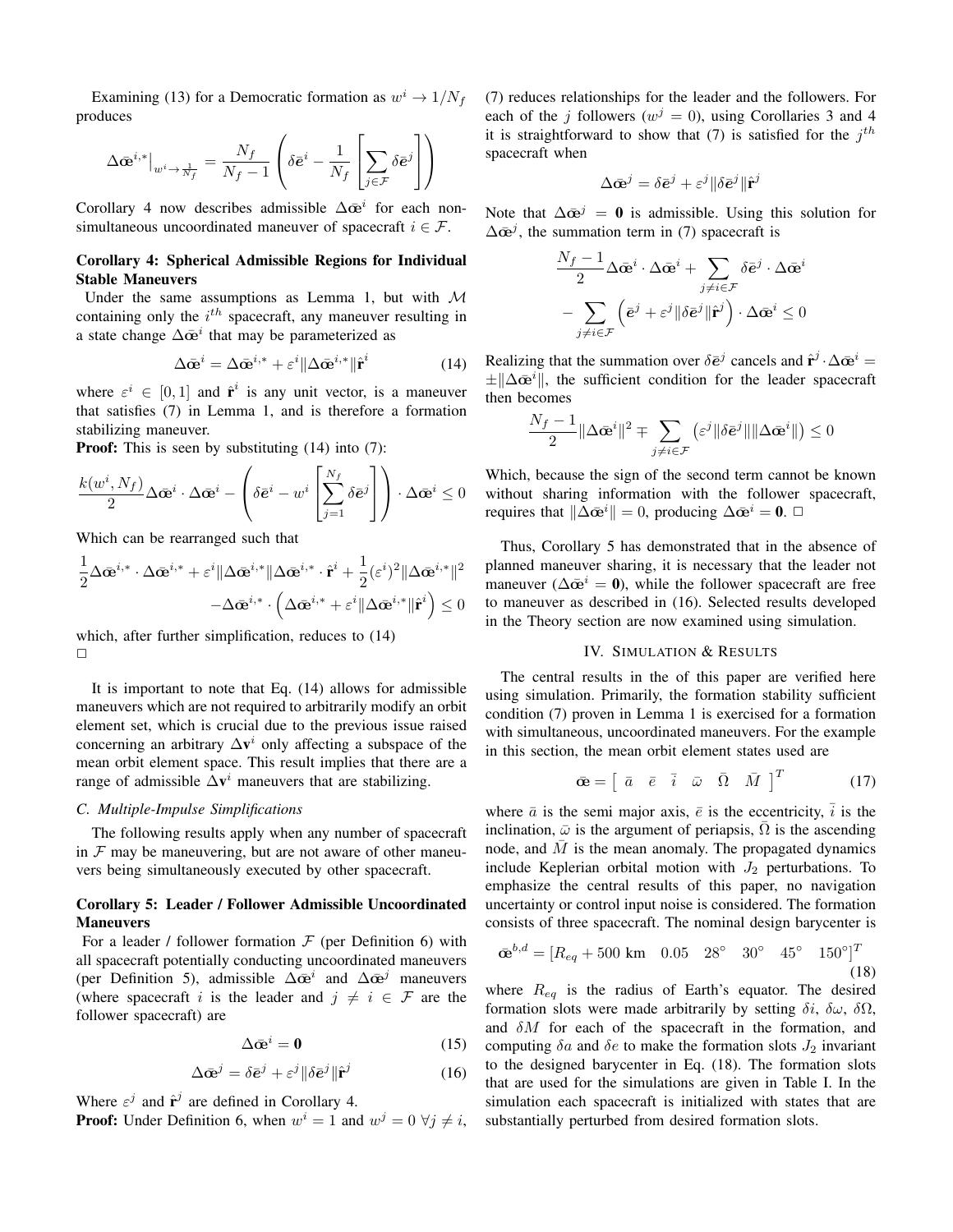Examining (13) for a Democratic formation as $w^i \to 1/N_f$ produces

$$\Delta\bar{\text{œ}}^{i,*}\big|_{w^i \to \frac{1}{N_f}} = \frac{N_f}{N_f - 1}\left(\delta\bar{e}^i - \frac{1}{N_f}\left[\sum_{j\in\mathcal{F}} \delta\bar{e}^j\right]\right)$$

Corollary 4 now describes admissible $\Delta\bar{\text{œ}}^i$ for each non-simultaneous uncoordinated maneuver of spacecraft $i \in \mathcal{F}$.

**Corollary 4: Spherical Admissible Regions for Individual Stable Maneuvers**

Under the same assumptions as Lemma 1, but with $\mathcal{M}$ containing only the $i^{th}$ spacecraft, any maneuver resulting in a state change $\Delta\bar{\text{œ}}^i$ that may be parameterized as

$$\Delta\bar{\text{œ}}^i = \Delta\bar{\text{œ}}^{i,*} + \varepsilon^i \|\Delta\bar{\text{œ}}^{i,*}\|\hat{\mathbf{r}}^i \tag{14}$$

where $\varepsilon^i \in [0, 1]$ and $\hat{\mathbf{r}}^i$ is any unit vector, is a maneuver that satisfies (7) in Lemma 1, and is therefore a formation stabilizing maneuver.

**Proof:** This is seen by substituting (14) into (7):

$$\frac{k(w^i, N_f)}{2}\Delta\bar{\text{œ}}^i \cdot \Delta\bar{\text{œ}}^i - \left(\delta\bar{e}^i - w^i\left[\sum_{j=1}^{N_f}\delta\bar{e}^j\right]\right)\cdot\Delta\bar{\text{œ}}^i \leq 0$$

Which can be rearranged such that

$$\frac{1}{2}\Delta\bar{\text{œ}}^{i,*}\cdot\Delta\bar{\text{œ}}^{i,*} + \varepsilon^i\|\Delta\bar{\text{œ}}^{i,*}\|\Delta\bar{\text{œ}}^{i,*}\cdot\hat{\mathbf{r}}^i + \frac{1}{2}(\varepsilon^i)^2\|\Delta\bar{\text{œ}}^{i,*}\|^2$$
$$-\Delta\bar{\text{œ}}^{i,*}\cdot\left(\Delta\bar{\text{œ}}^{i,*} + \varepsilon^i\|\Delta\bar{\text{œ}}^{i,*}\|\hat{\mathbf{r}}^i\right) \leq 0$$

which, after further simplification, reduces to (14)
□

It is important to note that Eq. (14) allows for admissible maneuvers which are not required to arbitrarily modify an orbit element set, which is crucial due to the previous issue raised concerning an arbitrary $\Delta\mathbf{v}^i$ only affecting a subspace of the mean orbit element space. This result implies that there are a range of admissible $\Delta\mathbf{v}^i$ maneuvers that are stabilizing.

### C. Multiple-Impulse Simplifications

The following results apply when any number of spacecraft in $\mathcal{F}$ may be maneuvering, but are not aware of other maneuvers being simultaneously executed by other spacecraft.

**Corollary 5: Leader / Follower Admissible Uncoordinated Maneuvers**

For a leader / follower formation $\mathcal{F}$ (per Definition 6) with all spacecraft potentially conducting uncoordinated maneuvers (per Definition 5), admissible $\Delta\bar{\text{œ}}^i$ and $\Delta\bar{\text{œ}}^j$ maneuvers (where spacecraft $i$ is the leader and $j \neq i \in \mathcal{F}$ are the follower spacecraft) are

$$\Delta\bar{\text{œ}}^i = \mathbf{0} \tag{15}$$

$$\Delta\bar{\text{œ}}^j = \delta\bar{e}^j + \varepsilon^j\|\delta\bar{e}^j\|\hat{\mathbf{r}}^j \tag{16}$$

Where $\varepsilon^j$ and $\hat{\mathbf{r}}^j$ are defined in Corollary 4.

**Proof:** Under Definition 6, when $w^i = 1$ and $w^j = 0\ \forall j \neq i$, (7) reduces relationships for the leader and the followers. For each of the $j$ followers ($w^j = 0$), using Corollaries 3 and 4 it is straightforward to show that (7) is satisfied for the $j^{th}$ spacecraft when

$$\Delta\bar{\text{œ}}^j = \delta\bar{e}^j + \varepsilon^j\|\delta\bar{e}^j\|\hat{\mathbf{r}}^j$$

Note that $\Delta\bar{\text{œ}}^j = \mathbf{0}$ is admissible. Using this solution for $\Delta\bar{\text{œ}}^j$, the summation term in (7) spacecraft is

$$\frac{N_f - 1}{2}\Delta\bar{\text{œ}}^i\cdot\Delta\bar{\text{œ}}^i + \sum_{j\neq i\in\mathcal{F}}\delta\bar{e}^j\cdot\Delta\bar{\text{œ}}^i$$
$$-\sum_{j\neq i\in\mathcal{F}}\left(\bar{e}^j + \varepsilon^j\|\delta\bar{e}^j\|\hat{\mathbf{r}}^j\right)\cdot\Delta\bar{\text{œ}}^i \leq 0$$

Realizing that the summation over $\delta\bar{e}^j$ cancels and $\hat{\mathbf{r}}^j\cdot\Delta\bar{\text{œ}}^i = \pm\|\Delta\bar{\text{œ}}^i\|$, the sufficient condition for the leader spacecraft then becomes

$$\frac{N_f - 1}{2}\|\Delta\bar{\text{œ}}^i\|^2 \mp \sum_{j\neq i\in\mathcal{F}}\left(\varepsilon^j\|\delta\bar{e}^j\|\|\Delta\bar{\text{œ}}^i\|\right) \leq 0$$

Which, because the sign of the second term cannot be known without sharing information with the follower spacecraft, requires that $\|\Delta\bar{\text{œ}}^i\| = 0$, producing $\Delta\bar{\text{œ}}^i = \mathbf{0}$. □

Thus, Corollary 5 has demonstrated that in the absence of planned maneuver sharing, it is necessary that the leader not maneuver ($\Delta\bar{\text{œ}}^i = \mathbf{0}$), while the follower spacecraft are free to maneuver as described in (16). Selected results developed in the Theory section are now examined using simulation.

## IV. Simulation & Results

The central results in the of this paper are verified here using simulation. Primarily, the formation stability sufficient condition (7) proven in Lemma 1 is exercised for a formation with simultaneous, uncoordinated maneuvers. For the example in this section, the mean orbit element states used are

$$\bar{\text{œ}} = \begin{bmatrix} \bar{a} & \bar{e} & \bar{i} & \bar{\omega} & \bar{\Omega} & \bar{M} \end{bmatrix}^T \tag{17}$$

where $\bar{a}$ is the semi major axis, $\bar{e}$ is the eccentricity, $\bar{i}$ is the inclination, $\bar{\omega}$ is the argument of periapsis, $\bar{\Omega}$ is the ascending node, and $\bar{M}$ is the mean anomaly. The propagated dynamics include Keplerian orbital motion with $J_2$ perturbations. To emphasize the central results of this paper, no navigation uncertainty or control input noise is considered. The formation consists of three spacecraft. The nominal design barycenter is

$$\bar{\text{œ}}^{b,d} = [R_{eq} + 500\text{ km} \quad 0.05 \quad 28^\circ \quad 30^\circ \quad 45^\circ \quad 150^\circ]^T \tag{18}$$

where $R_{eq}$ is the radius of Earth's equator. The desired formation slots were made arbitrarily by setting $\delta i$, $\delta\omega$, $\delta\Omega$, and $\delta M$ for each of the spacecraft in the formation, and computing $\delta a$ and $\delta e$ to make the formation slots $J_2$ invariant to the designed barycenter in Eq. (18). The formation slots that are used for the simulations are given in Table I. In the simulation each spacecraft is initialized with states that are substantially perturbed from desired formation slots.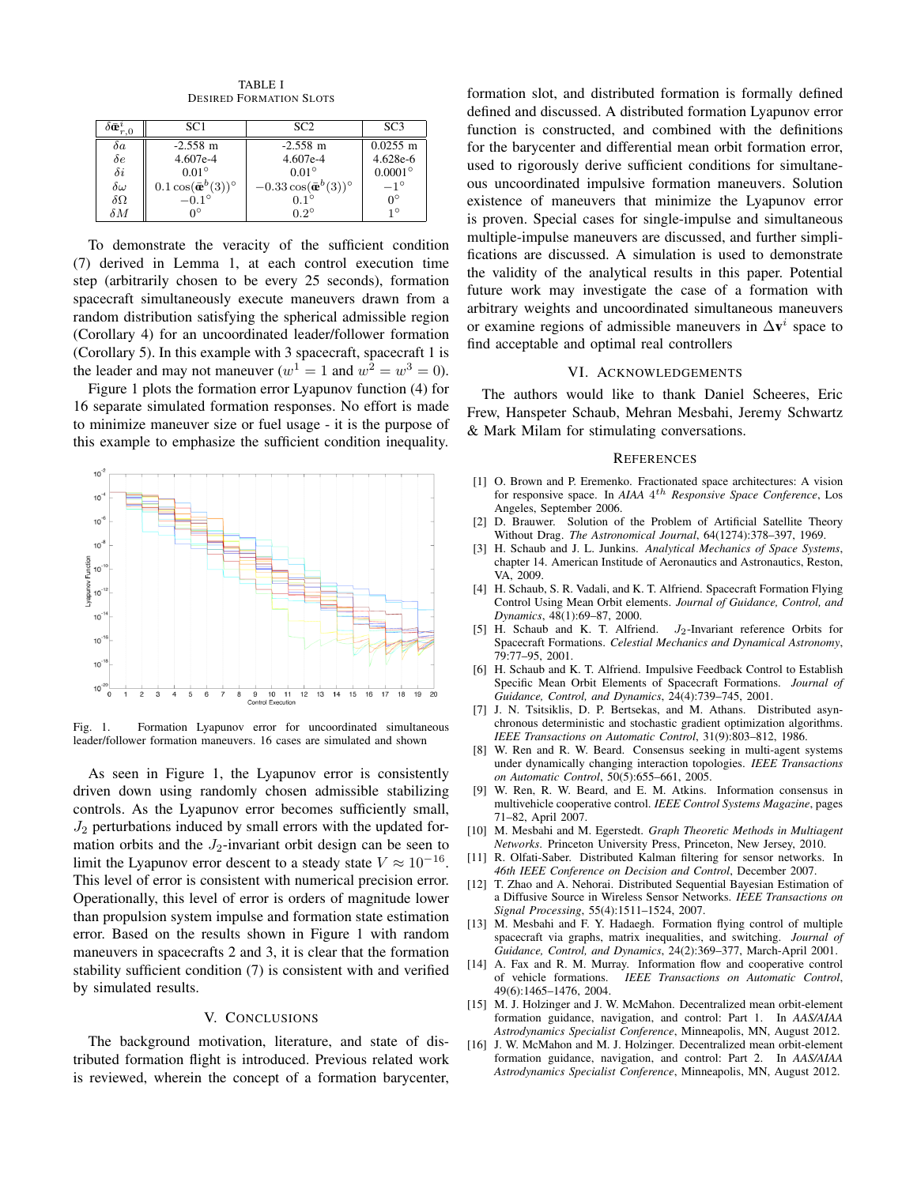TABLE I
DESIRED FORMATION SLOTS

| $\delta\bar{\mathbf{e}}^i_{r,0}$ | SC1 | SC2 | SC3 |
|---|---|---|---|
| $\delta a$ | -2.558 m | -2.558 m | 0.0255 m |
| $\delta e$ | 4.607e-4 | 4.607e-4 | 4.628e-6 |
| $\delta i$ | 0.01° | 0.01° | 0.0001° |
| $\delta\omega$ | $0.1\cos(\bar{\mathbf{æ}}^b(3))°$ | $-0.33\cos(\bar{\mathbf{æ}}^b(3))°$ | $-1°$ |
| $\delta\Omega$ | $-0.1°$ | $0.1°$ | $0°$ |
| $\delta M$ | $0°$ | $0.2°$ | $1°$ |

To demonstrate the veracity of the sufficient condition (7) derived in Lemma 1, at each control execution time step (arbitrarily chosen to be every 25 seconds), formation spacecraft simultaneously execute maneuvers drawn from a random distribution satisfying the spherical admissible region (Corollary 4) for an uncoordinated leader/follower formation (Corollary 5). In this example with 3 spacecraft, spacecraft 1 is the leader and may not maneuver ($w^1 = 1$ and $w^2 = w^3 = 0$).

Figure 1 plots the formation error Lyapunov function (4) for 16 separate simulated formation responses. No effort is made to minimize maneuver size or fuel usage - it is the purpose of this example to emphasize the sufficient condition inequality.

Lyapunov Function
$10^{-2}$
$10^{-4}$
$10^{-6}$
$10^{-8}$
$10^{-10}$
$10^{-12}$
$10^{-14}$
$10^{-16}$
$10^{-18}$
$10^{-20}$
0 1 2 3 4 5 6 7 8 9 10 11 12 13 14 15 16 17 18 19 20
Control Execution

Fig. 1. Formation Lyapunov error for uncoordinated simultaneous leader/follower formation maneuvers. 16 cases are simulated and shown

As seen in Figure 1, the Lyapunov error is consistently driven down using randomly chosen admissible stabilizing controls. As the Lyapunov error becomes sufficiently small, $J_2$ perturbations induced by small errors with the updated formation orbits and the $J_2$-invariant orbit design can be seen to limit the Lyapunov error descent to a steady state $V \approx 10^{-16}$. This level of error is consistent with numerical precision error. Operationally, this level of error is orders of magnitude lower than propulsion system impulse and formation state estimation error. Based on the results shown in Figure 1 with random maneuvers in spacecrafts 2 and 3, it is clear that the formation stability sufficient condition (7) is consistent with and verified by simulated results.

## V. CONCLUSIONS

The background motivation, literature, and state of distributed formation flight is introduced. Previous related work is reviewed, wherein the concept of a formation barycenter, formation slot, and distributed formation is formally defined defined and discussed. A distributed formation Lyapunov error function is constructed, and combined with the definitions for the barycenter and differential mean orbit formation error, used to rigorously derive sufficient conditions for simultaneous uncoordinated impulsive formation maneuvers. Solution existence of maneuvers that minimize the Lyapunov error is proven. Special cases for single-impulse and simultaneous multiple-impulse maneuvers are discussed, and further simplifications are discussed. A simulation is used to demonstrate the validity of the analytical results in this paper. Potential future work may investigate the case of a formation with arbitrary weights and uncoordinated simultaneous maneuvers or examine regions of admissible maneuvers in $\Delta\mathbf{v}^i$ space to find acceptable and optimal real controllers

## VI. ACKNOWLEDGEMENTS

The authors would like to thank Daniel Scheeres, Eric Frew, Hanspeter Schaub, Mehran Mesbahi, Jeremy Schwartz & Mark Milam for stimulating conversations.

## REFERENCES

[1] O. Brown and P. Eremenko. Fractionated space architectures: A vision for responsive space. In *AIAA $4^{th}$ Responsive Space Conference*, Los Angeles, September 2006.

[2] D. Brauwer. Solution of the Problem of Artificial Satellite Theory Without Drag. *The Astronomical Journal*, 64(1274):378–397, 1969.

[3] H. Schaub and J. L. Junkins. *Analytical Mechanics of Space Systems*, chapter 14. American Institude of Aeronautics and Astronautics, Reston, VA, 2009.

[4] H. Schaub, S. R. Vadali, and K. T. Alfriend. Spacecraft Formation Flying Control Using Mean Orbit elements. *Journal of Guidance, Control, and Dynamics*, 48(1):69–87, 2000.

[5] H. Schaub and K. T. Alfriend. $J_2$-Invariant reference Orbits for Spacecraft Formations. *Celestial Mechanics and Dynamical Astronomy*, 79:77–95, 2001.

[6] H. Schaub and K. T. Alfriend. Impulsive Feedback Control to Establish Specific Mean Orbit Elements of Spacecraft Formations. *Journal of Guidance, Control, and Dynamics*, 24(4):739–745, 2001.

[7] J. N. Tsitsiklis, D. P. Bertsekas, and M. Athans. Distributed asynchronous deterministic and stochastic gradient optimization algorithms. *IEEE Transactions on Automatic Control*, 31(9):803–812, 1986.

[8] W. Ren and R. W. Beard. Consensus seeking in multi-agent systems under dynamically changing interaction topologies. *IEEE Transactions on Automatic Control*, 50(5):655–661, 2005.

[9] W. Ren, R. W. Beard, and E. M. Atkins. Information consensus in multivehicle cooperative control. *IEEE Control Systems Magazine*, pages 71–82, April 2007.

[10] M. Mesbahi and M. Egerstedt. *Graph Theoretic Methods in Multiagent Networks*. Princeton University Press, Princeton, New Jersey, 2010.

[11] R. Olfati-Saber. Distributed Kalman filtering for sensor networks. In *46th IEEE Conference on Decision and Control*, December 2007.

[12] T. Zhao and A. Nehorai. Distributed Sequential Bayesian Estimation of a Diffusive Source in Wireless Sensor Networks. *IEEE Transactions on Signal Processing*, 55(4):1511–1524, 2007.

[13] M. Mesbahi and F. Y. Hadaegh. Formation flying control of multiple spacecraft via graphs, matrix inequalities, and switching. *Journal of Guidance, Control, and Dynamics*, 24(2):369–377, March-April 2001.

[14] A. Fax and R. M. Murray. Information flow and cooperative control of vehicle formations. *IEEE Transactions on Automatic Control*, 49(6):1465–1476, 2004.

[15] M. J. Holzinger and J. W. McMahon. Decentralized mean orbit-element formation guidance, navigation, and control: Part 1. In *AAS/AIAA Astrodynamics Specialist Conference*, Minneapolis, MN, August 2012.

[16] J. W. McMahon and M. J. Holzinger. Decentralized mean orbit-element formation guidance, navigation, and control: Part 2. In *AAS/AIAA Astrodynamics Specialist Conference*, Minneapolis, MN, August 2012.